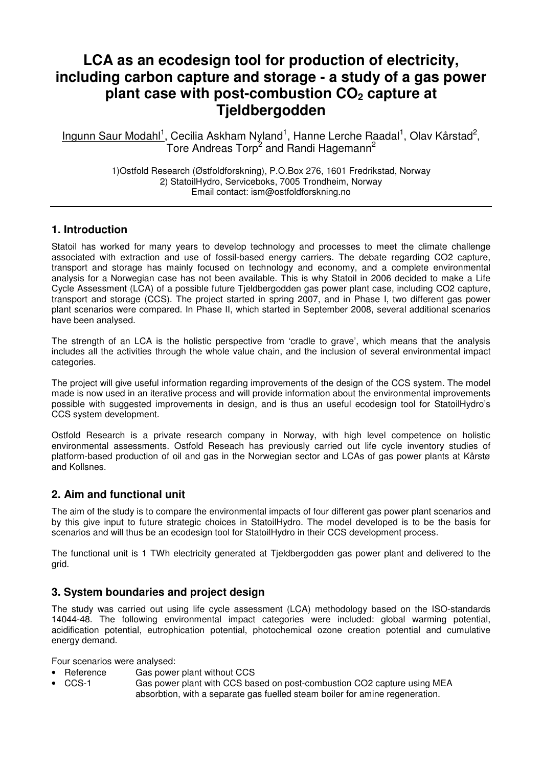# LCA as an ecodesign tool for production of electricity, including carbon capture and storage - a study of a gas power plant case with post-combustion $CO_2$ capture at Tjeldbergodden

Ingunn Saur Modahl[1], Cecilia Askham Nyland[1], Hanne Lerche Raadal[1], Olav Kårstad[2], Tore Andreas Torp[2] and Randi Hagemann[2]

1)Ostfold Research (Østfoldforskning), P.O.Box 276, 1601 Fredrikstad, Norway
2) StatoilHydro, Serviceboks, 7005 Trondheim, Norway
Email contact: ism@ostfoldforskning.no

## 1. Introduction

Statoil has worked for many years to develop technology and processes to meet the climate challenge associated with extraction and use of fossil-based energy carriers. The debate regarding CO2 capture, transport and storage has mainly focused on technology and economy, and a complete environmental analysis for a Norwegian case has not been available. This is why Statoil in 2006 decided to make a Life Cycle Assessment (LCA) of a possible future Tjeldbergodden gas power plant case, including CO2 capture, transport and storage (CCS). The project started in spring 2007, and in Phase I, two different gas power plant scenarios were compared. In Phase II, which started in September 2008, several additional scenarios have been analysed.

The strength of an LCA is the holistic perspective from 'cradle to grave', which means that the analysis includes all the activities through the whole value chain, and the inclusion of several environmental impact categories.

The project will give useful information regarding improvements of the design of the CCS system. The model made is now used in an iterative process and will provide information about the environmental improvements possible with suggested improvements in design, and is thus an useful ecodesign tool for StatoilHydro's CCS system development.

Ostfold Research is a private research company in Norway, with high level competence on holistic environmental assessments. Ostfold Reseach has previously carried out life cycle inventory studies of platform-based production of oil and gas in the Norwegian sector and LCAs of gas power plants at Kårstø and Kollsnes.

## 2. Aim and functional unit

The aim of the study is to compare the environmental impacts of four different gas power plant scenarios and by this give input to future strategic choices in StatoilHydro. The model developed is to be the basis for scenarios and will thus be an ecodesign tool for StatoilHydro in their CCS development process.

The functional unit is 1 TWh electricity generated at Tjeldbergodden gas power plant and delivered to the grid.

## 3. System boundaries and project design

The study was carried out using life cycle assessment (LCA) methodology based on the ISO-standards 14044-48. The following environmental impact categories were included: global warming potential, acidification potential, eutrophication potential, photochemical ozone creation potential and cumulative energy demand.

Four scenarios were analysed:

- Reference Gas power plant without CCS
- CCS-1 Gas power plant with CCS based on post-combustion CO2 capture using MEA absorbtion, with a separate gas fuelled steam boiler for amine regeneration.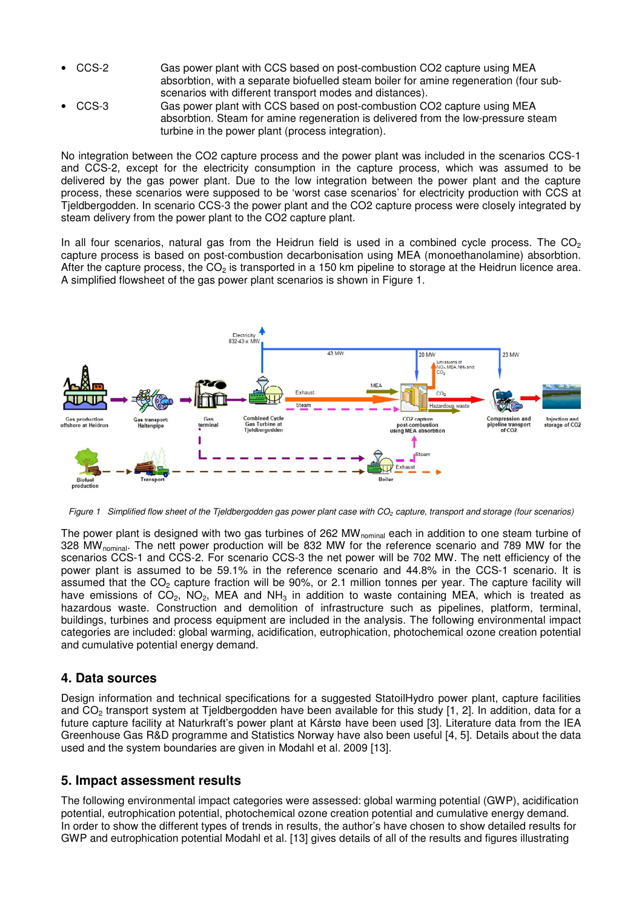- CCS-2 Gas power plant with CCS based on post-combustion CO2 capture using MEA absorbtion, with a separate biofuelled steam boiler for amine regeneration (four sub-scenarios with different transport modes and distances).
- CCS-3 Gas power plant with CCS based on post-combustion CO2 capture using MEA absorbtion. Steam for amine regeneration is delivered from the low-pressure steam turbine in the power plant (process integration).

No integration between the CO2 capture process and the power plant was included in the scenarios CCS-1 and CCS-2, except for the electricity consumption in the capture process, which was assumed to be delivered by the gas power plant. Due to the low integration between the power plant and the capture process, these scenarios were supposed to be 'worst case scenarios' for electricity production with CCS at Tjeldbergodden. In scenario CCS-3 the power plant and the CO2 capture process were closely integrated by steam delivery from the power plant to the CO2 capture plant.

In all four scenarios, natural gas from the Heidrun field is used in a combined cycle process. The $CO_2$ capture process is based on post-combustion decarbonisation using MEA (monoethanolamine) absorbtion. After the capture process, the $CO_2$ is transported in a 150 km pipeline to storage at the Heidrun licence area. A simplified flowsheet of the gas power plant scenarios is shown in Figure 1.

*Figure 1 Simplified flow sheet of the Tjeldbergodden gas power plant case with $CO_2$ capture, transport and storage (four scenarios)*

The power plant is designed with two gas turbines of 262 $MW_{nominal}$ each in addition to one steam turbine of 328 $MW_{nominal}$. The nett power production will be 832 MW for the reference scenario and 789 MW for the scenarios CCS-1 and CCS-2. For scenario CCS-3 the net power will be 702 MW. The nett efficiency of the power plant is assumed to be 59.1% in the reference scenario and 44.8% in the CCS-1 scenario. It is assumed that the $CO_2$ capture fraction will be 90%, or 2.1 million tonnes per year. The capture facility will have emissions of $CO_2$, $NO_2$, MEA and $NH_3$ in addition to waste containing MEA, which is treated as hazardous waste. Construction and demolition of infrastructure such as pipelines, platform, terminal, buildings, turbines and process equipment are included in the analysis. The following environmental impact categories are included: global warming, acidification, eutrophication, photochemical ozone creation potential and cumulative potential energy demand.

## 4. Data sources

Design information and technical specifications for a suggested StatoilHydro power plant, capture facilities and $CO_2$ transport system at Tjeldbergodden have been available for this study [1, 2]. In addition, data for a future capture facility at Naturkraft's power plant at Kårstø have been used [3]. Literature data from the IEA Greenhouse Gas R&D programme and Statistics Norway have also been useful [4, 5]. Details about the data used and the system boundaries are given in Modahl et al. 2009 [13].

## 5. Impact assessment results

The following environmental impact categories were assessed: global warming potential (GWP), acidification potential, eutrophication potential, photochemical ozone creation potential and cumulative energy demand. In order to show the different types of trends in results, the author's have chosen to show detailed results for GWP and eutrophication potential Modahl et al. [13] gives details of all of the results and figures illustrating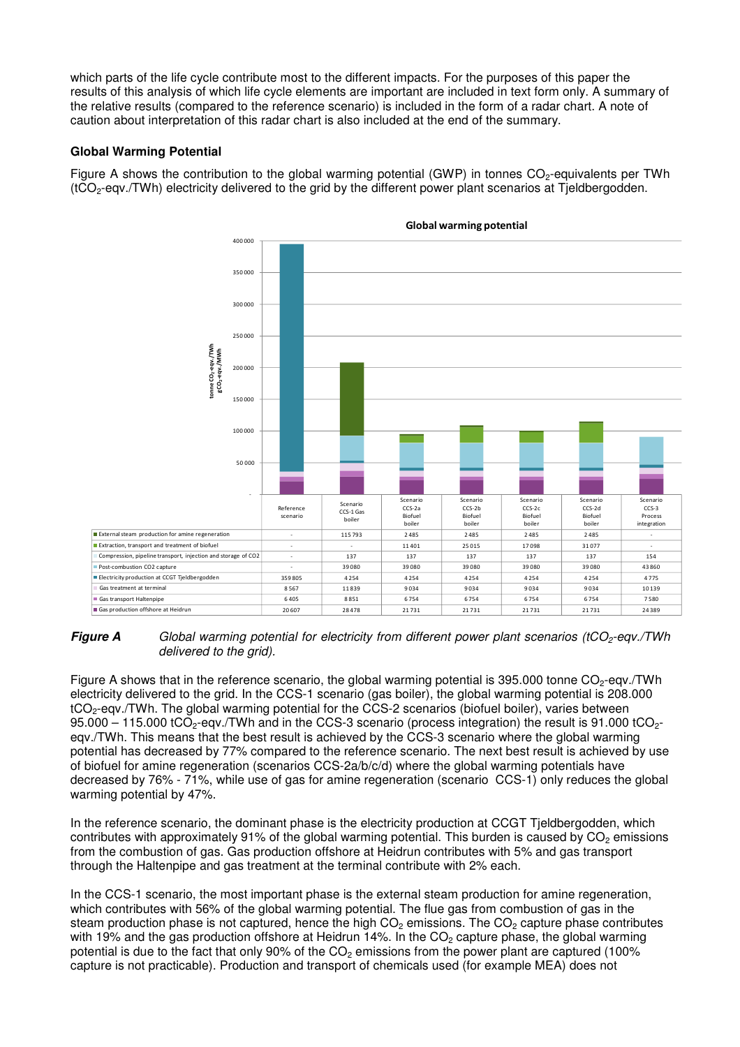which parts of the life cycle contribute most to the different impacts. For the purposes of this paper the results of this analysis of which life cycle elements are important are included in text form only. A summary of the relative results (compared to the reference scenario) is included in the form of a radar chart. A note of caution about interpretation of this radar chart is also included at the end of the summary.

**Global Warming Potential**

Figure A shows the contribution to the global warming potential (GWP) in tonnes $CO_2$-equivalents per TWh ($tCO_2$-eqv./TWh) electricity delivered to the grid by the different power plant scenarios at Tjeldbergodden.

**Global warming potential**

| | Reference scenario | Scenario CCS-1 Gas boiler | Scenario CCS-2a Biofuel boiler | Scenario CCS-2b Biofuel boiler | Scenario CCS-2c Biofuel boiler | Scenario CCS-2d Biofuel boiler | Scenario CCS-3 Process integration |
|---|---|---|---|---|---|---|---|
| External steam production for amine regeneration | - | 115 793 | 2 485 | 2 485 | 2 485 | 2 485 | - |
| Extraction, transport and treatment of biofuel | - | - | 11 401 | 25 015 | 17 098 | 31 077 | - |
| Compression, pipeline transport, injection and storage of CO2 | - | 137 | 137 | 137 | 137 | 137 | 154 |
| Post-combustion CO2 capture | - | 39 080 | 39 080 | 39 080 | 39 080 | 39 080 | 43 860 |
| Electricity production at CCGT Tjeldbergodden | 359 805 | 4 254 | 4 254 | 4 254 | 4 254 | 4 254 | 4 775 |
| Gas treatment at terminal | 8 567 | 11 839 | 9 034 | 9 034 | 9 034 | 9 034 | 10 139 |
| Gas transport Haltenpipe | 6 405 | 8 851 | 6 754 | 6 754 | 6 754 | 6 754 | 7 580 |
| Gas production offshore at Heidrun | 20 607 | 28 478 | 21 731 | 21 731 | 21 731 | 21 731 | 24 389 |

***Figure A*** *Global warming potential for electricity from different power plant scenarios ($tCO_2$-eqv./TWh delivered to the grid).*

Figure A shows that in the reference scenario, the global warming potential is 395.000 tonne $CO_2$-eqv./TWh electricity delivered to the grid. In the CCS-1 scenario (gas boiler), the global warming potential is 208.000 $tCO_2$-eqv./TWh. The global warming potential for the CCS-2 scenarios (biofuel boiler), varies between 95.000 – 115.000 $tCO_2$-eqv./TWh and in the CCS-3 scenario (process integration) the result is 91.000 $tCO_2$-eqv./TWh. This means that the best result is achieved by the CCS-3 scenario where the global warming potential has decreased by 77% compared to the reference scenario. The next best result is achieved by use of biofuel for amine regeneration (scenarios CCS-2a/b/c/d) where the global warming potentials have decreased by 76% - 71%, while use of gas for amine regeneration (scenario CCS-1) only reduces the global warming potential by 47%.

In the reference scenario, the dominant phase is the electricity production at CCGT Tjeldbergodden, which contributes with approximately 91% of the global warming potential. This burden is caused by $CO_2$ emissions from the combustion of gas. Gas production offshore at Heidrun contributes with 5% and gas transport through the Haltenpipe and gas treatment at the terminal contribute with 2% each.

In the CCS-1 scenario, the most important phase is the external steam production for amine regeneration, which contributes with 56% of the global warming potential. The flue gas from combustion of gas in the steam production phase is not captured, hence the high $CO_2$ emissions. The $CO_2$ capture phase contributes with 19% and the gas production offshore at Heidrun 14%. In the $CO_2$ capture phase, the global warming potential is due to the fact that only 90% of the $CO_2$ emissions from the power plant are captured (100% capture is not practicable). Production and transport of chemicals used (for example MEA) does not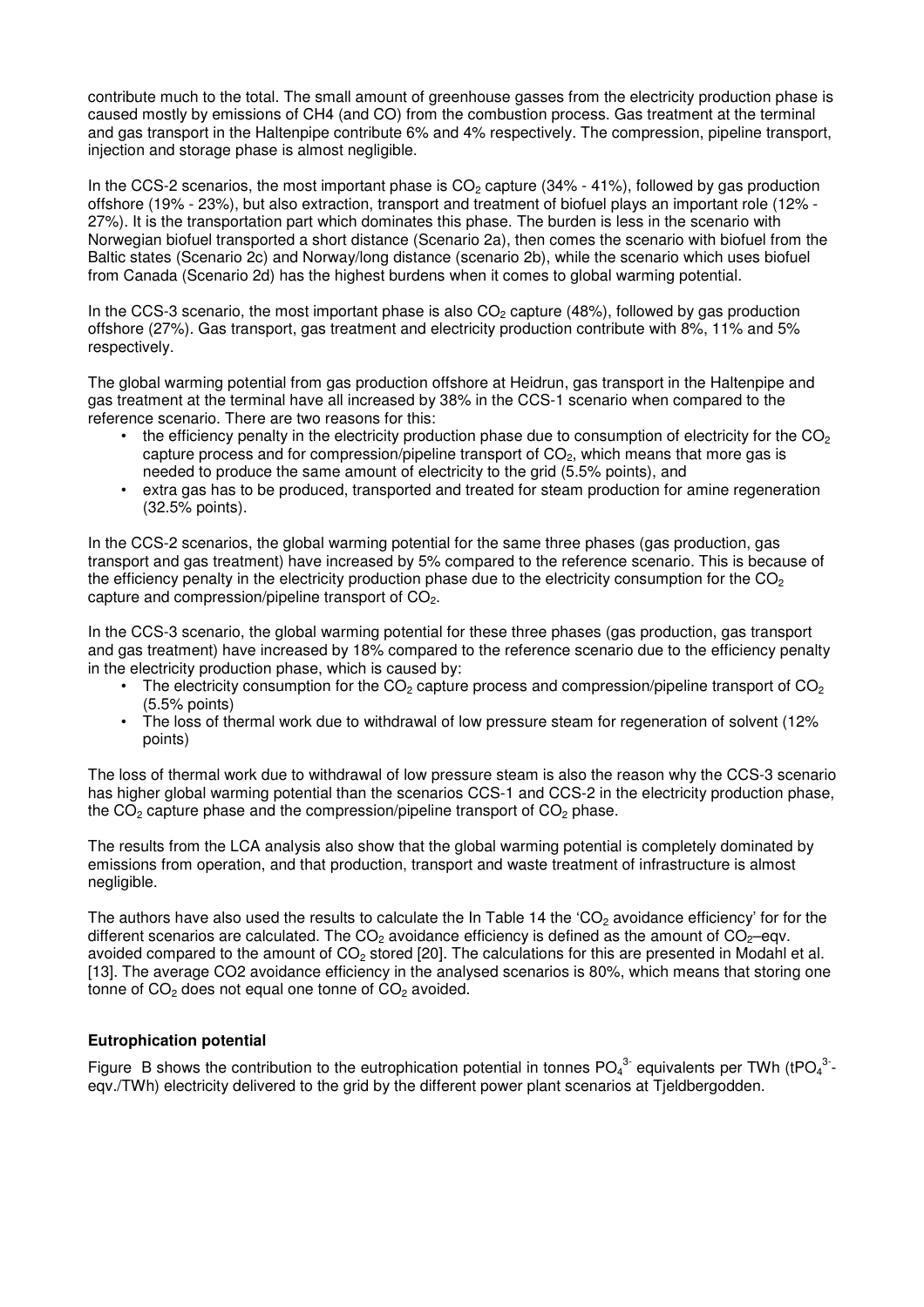contribute much to the total. The small amount of greenhouse gasses from the electricity production phase is caused mostly by emissions of CH4 (and CO) from the combustion process. Gas treatment at the terminal and gas transport in the Haltenpipe contribute 6% and 4% respectively. The compression, pipeline transport, injection and storage phase is almost negligible.

In the CCS-2 scenarios, the most important phase is $CO_2$ capture (34% - 41%), followed by gas production offshore (19% - 23%), but also extraction, transport and treatment of biofuel plays an important role (12% - 27%). It is the transportation part which dominates this phase. The burden is less in the scenario with Norwegian biofuel transported a short distance (Scenario 2a), then comes the scenario with biofuel from the Baltic states (Scenario 2c) and Norway/long distance (scenario 2b), while the scenario which uses biofuel from Canada (Scenario 2d) has the highest burdens when it comes to global warming potential.

In the CCS-3 scenario, the most important phase is also $CO_2$ capture (48%), followed by gas production offshore (27%). Gas transport, gas treatment and electricity production contribute with 8%, 11% and 5% respectively.

The global warming potential from gas production offshore at Heidrun, gas transport in the Haltenpipe and gas treatment at the terminal have all increased by 38% in the CCS-1 scenario when compared to the reference scenario. There are two reasons for this:

- the efficiency penalty in the electricity production phase due to consumption of electricity for the $CO_2$ capture process and for compression/pipeline transport of $CO_2$, which means that more gas is needed to produce the same amount of electricity to the grid (5.5% points), and
- extra gas has to be produced, transported and treated for steam production for amine regeneration (32.5% points).

In the CCS-2 scenarios, the global warming potential for the same three phases (gas production, gas transport and gas treatment) have increased by 5% compared to the reference scenario. This is because of the efficiency penalty in the electricity production phase due to the electricity consumption for the $CO_2$ capture and compression/pipeline transport of $CO_2$.

In the CCS-3 scenario, the global warming potential for these three phases (gas production, gas transport and gas treatment) have increased by 18% compared to the reference scenario due to the efficiency penalty in the electricity production phase, which is caused by:

- The electricity consumption for the $CO_2$ capture process and compression/pipeline transport of $CO_2$ (5.5% points)
- The loss of thermal work due to withdrawal of low pressure steam for regeneration of solvent (12% points)

The loss of thermal work due to withdrawal of low pressure steam is also the reason why the CCS-3 scenario has higher global warming potential than the scenarios CCS-1 and CCS-2 in the electricity production phase, the $CO_2$ capture phase and the compression/pipeline transport of $CO_2$ phase.

The results from the LCA analysis also show that the global warming potential is completely dominated by emissions from operation, and that production, transport and waste treatment of infrastructure is almost negligible.

The authors have also used the results to calculate the In Table 14 the '$CO_2$ avoidance efficiency' for for the different scenarios are calculated. The $CO_2$ avoidance efficiency is defined as the amount of $CO_2$–eqv. avoided compared to the amount of $CO_2$ stored [20]. The calculations for this are presented in Modahl et al. [13]. The average CO2 avoidance efficiency in the analysed scenarios is 80%, which means that storing one tonne of $CO_2$ does not equal one tonne of $CO_2$ avoided.

**Eutrophication potential**

Figure B shows the contribution to the eutrophication potential in tonnes $PO_4^{3-}$ equivalents per TWh ($tPO_4^{3-}$-eqv./TWh) electricity delivered to the grid by the different power plant scenarios at Tjeldbergodden.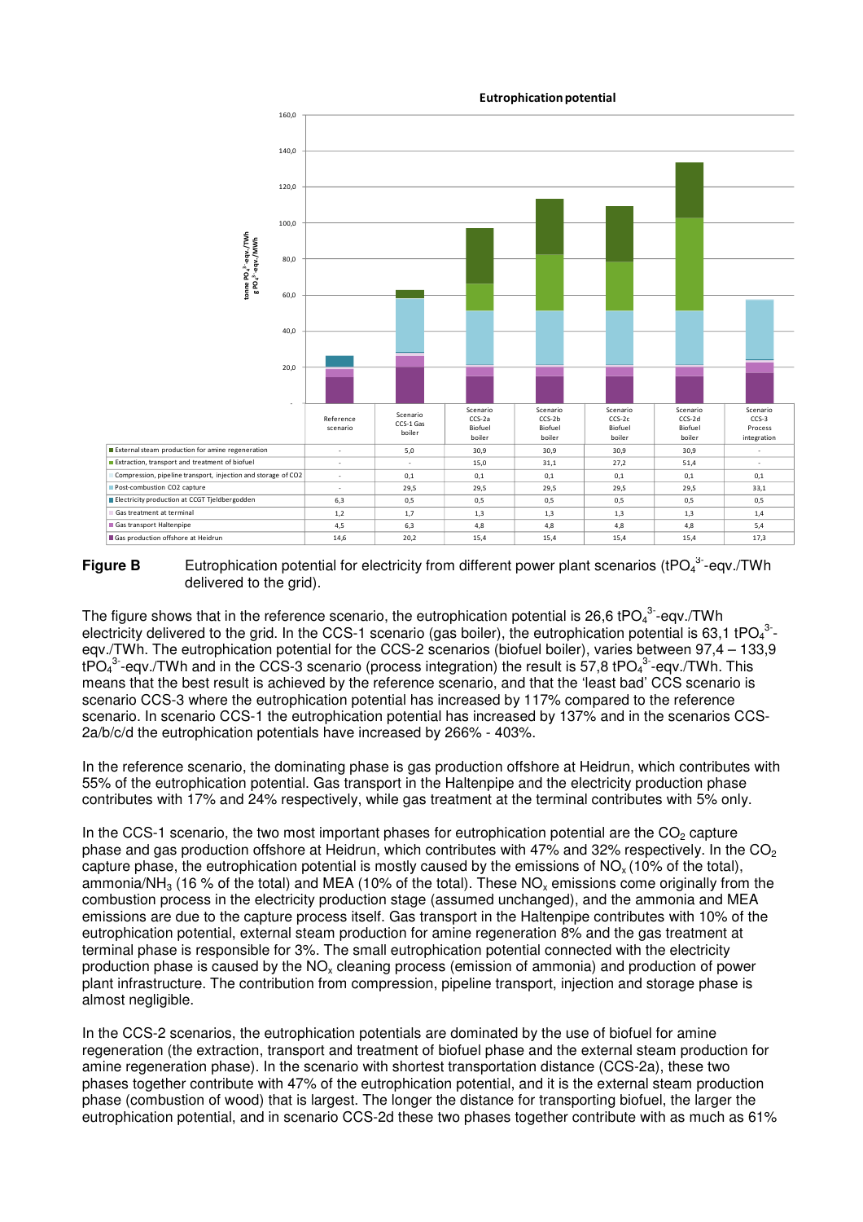**Eutrophication potential**

| | Reference scenario | Scenario CCS-1 Gas boiler | Scenario CCS-2a Biofuel boiler | Scenario CCS-2b Biofuel boiler | Scenario CCS-2c Biofuel boiler | Scenario CCS-2d Biofuel boiler | Scenario CCS-3 Process integration |
|---|---|---|---|---|---|---|---|
| External steam production for amine regeneration | - | 5,0 | 30,9 | 30,9 | 30,9 | 30,9 | - |
| Extraction, transport and treatment of biofuel | - | - | 15,0 | 31,1 | 27,2 | 51,4 | - |
| Compression, pipeline transport, injection and storage of CO2 | - | 0,1 | 0,1 | 0,1 | 0,1 | 0,1 | 0,1 |
| Post-combustion CO2 capture | - | 29,5 | 29,5 | 29,5 | 29,5 | 29,5 | 33,1 |
| Electricity production at CCGT Tjeldbergodden | 6,3 | 0,5 | 0,5 | 0,5 | 0,5 | 0,5 | 0,5 |
| Gas treatment at terminal | 1,2 | 1,7 | 1,3 | 1,3 | 1,3 | 1,3 | 1,4 |
| Gas transport Haltenpipe | 4,5 | 6,3 | 4,8 | 4,8 | 4,8 | 4,8 | 5,4 |
| Gas production offshore at Heidrun | 14,6 | 20,2 | 15,4 | 15,4 | 15,4 | 15,4 | 17,3 |

**Figure B** Eutrophication potential for electricity from different power plant scenarios ($tPO_4^{3-}$-eqv./TWh delivered to the grid).

The figure shows that in the reference scenario, the eutrophication potential is 26,6 $tPO_4^{3-}$-eqv./TWh electricity delivered to the grid. In the CCS-1 scenario (gas boiler), the eutrophication potential is 63,1 $tPO_4^{3-}$-eqv./TWh. The eutrophication potential for the CCS-2 scenarios (biofuel boiler), varies between 97,4 – 133,9 $tPO_4^{3-}$-eqv./TWh and in the CCS-3 scenario (process integration) the result is 57,8 $tPO_4^{3-}$-eqv./TWh. This means that the best result is achieved by the reference scenario, and that the 'least bad' CCS scenario is scenario CCS-3 where the eutrophication potential has increased by 117% compared to the reference scenario. In scenario CCS-1 the eutrophication potential has increased by 137% and in the scenarios CCS-2a/b/c/d the eutrophication potentials have increased by 266% - 403%.

In the reference scenario, the dominating phase is gas production offshore at Heidrun, which contributes with 55% of the eutrophication potential. Gas transport in the Haltenpipe and the electricity production phase contributes with 17% and 24% respectively, while gas treatment at the terminal contributes with 5% only.

In the CCS-1 scenario, the two most important phases for eutrophication potential are the $CO_2$ capture phase and gas production offshore at Heidrun, which contributes with 47% and 32% respectively. In the $CO_2$ capture phase, the eutrophication potential is mostly caused by the emissions of $NO_x$ (10% of the total), ammonia/$NH_3$ (16 % of the total) and MEA (10% of the total). These $NO_x$ emissions come originally from the combustion process in the electricity production stage (assumed unchanged), and the ammonia and MEA emissions are due to the capture process itself. Gas transport in the Haltenpipe contributes with 10% of the eutrophication potential, external steam production for amine regeneration 8% and the gas treatment at terminal phase is responsible for 3%. The small eutrophication potential connected with the electricity production phase is caused by the $NO_x$ cleaning process (emission of ammonia) and production of power plant infrastructure. The contribution from compression, pipeline transport, injection and storage phase is almost negligible.

In the CCS-2 scenarios, the eutrophication potentials are dominated by the use of biofuel for amine regeneration (the extraction, transport and treatment of biofuel phase and the external steam production for amine regeneration phase). In the scenario with shortest transportation distance (CCS-2a), these two phases together contribute with 47% of the eutrophication potential, and it is the external steam production phase (combustion of wood) that is largest. The longer the distance for transporting biofuel, the larger the eutrophication potential, and in scenario CCS-2d these two phases together contribute with as much as 61%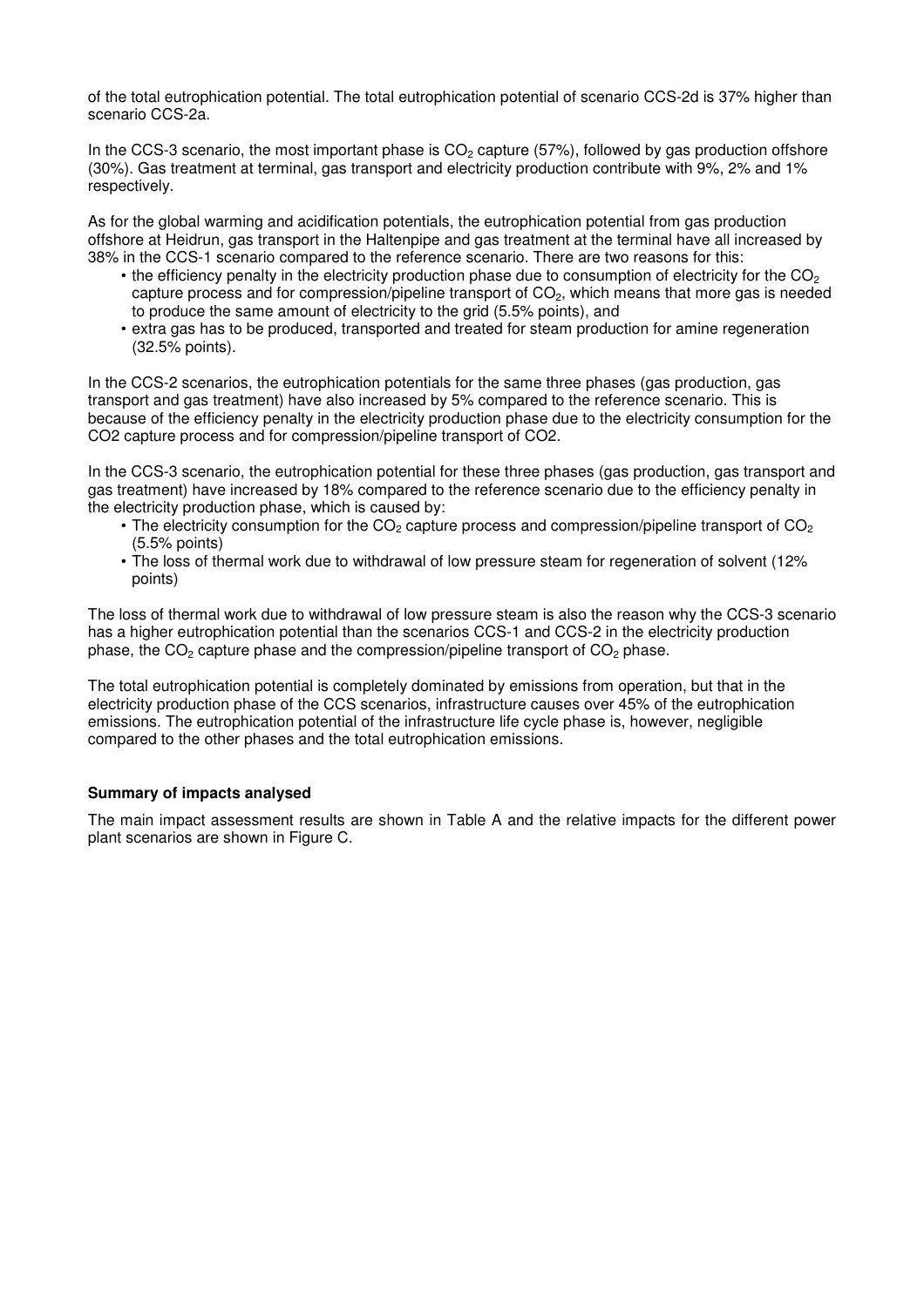of the total eutrophication potential. The total eutrophication potential of scenario CCS-2d is 37% higher than scenario CCS-2a.

In the CCS-3 scenario, the most important phase is $CO_2$ capture (57%), followed by gas production offshore (30%). Gas treatment at terminal, gas transport and electricity production contribute with 9%, 2% and 1% respectively.

As for the global warming and acidification potentials, the eutrophication potential from gas production offshore at Heidrun, gas transport in the Haltenpipe and gas treatment at the terminal have all increased by 38% in the CCS-1 scenario compared to the reference scenario. There are two reasons for this:

- the efficiency penalty in the electricity production phase due to consumption of electricity for the $CO_2$ capture process and for compression/pipeline transport of $CO_2$, which means that more gas is needed to produce the same amount of electricity to the grid (5.5% points), and
- extra gas has to be produced, transported and treated for steam production for amine regeneration (32.5% points).

In the CCS-2 scenarios, the eutrophication potentials for the same three phases (gas production, gas transport and gas treatment) have also increased by 5% compared to the reference scenario. This is because of the efficiency penalty in the electricity production phase due to the electricity consumption for the CO2 capture process and for compression/pipeline transport of CO2.

In the CCS-3 scenario, the eutrophication potential for these three phases (gas production, gas transport and gas treatment) have increased by 18% compared to the reference scenario due to the efficiency penalty in the electricity production phase, which is caused by:

- The electricity consumption for the $CO_2$ capture process and compression/pipeline transport of $CO_2$ (5.5% points)
- The loss of thermal work due to withdrawal of low pressure steam for regeneration of solvent (12% points)

The loss of thermal work due to withdrawal of low pressure steam is also the reason why the CCS-3 scenario has a higher eutrophication potential than the scenarios CCS-1 and CCS-2 in the electricity production phase, the $CO_2$ capture phase and the compression/pipeline transport of $CO_2$ phase.

The total eutrophication potential is completely dominated by emissions from operation, but that in the electricity production phase of the CCS scenarios, infrastructure causes over 45% of the eutrophication emissions. The eutrophication potential of the infrastructure life cycle phase is, however, negligible compared to the other phases and the total eutrophication emissions.

**Summary of impacts analysed**

The main impact assessment results are shown in Table A and the relative impacts for the different power plant scenarios are shown in Figure C.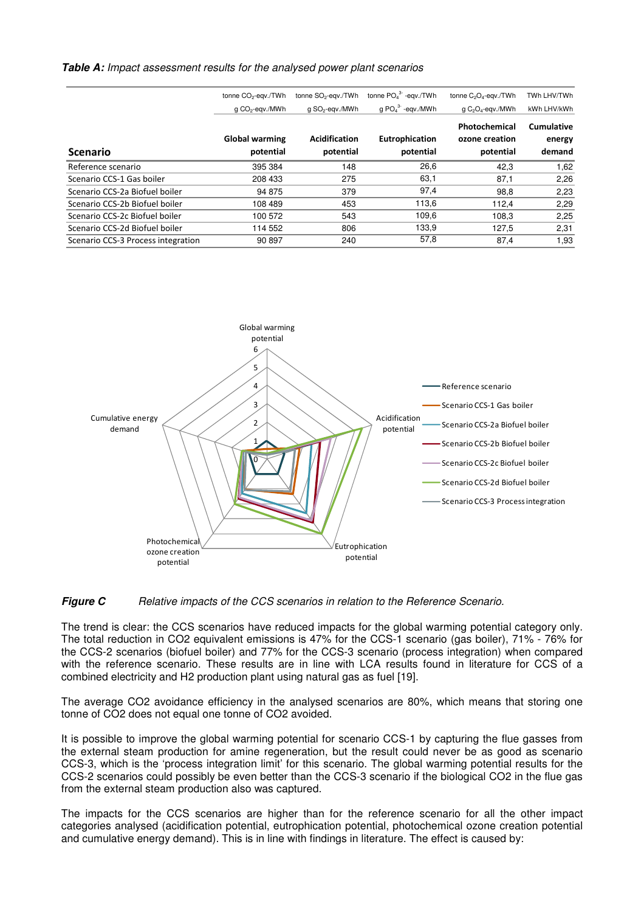***Table A:*** *Impact assessment results for the analysed power plant scenarios*

| Scenario | Global warming potential | Acidification potential | Eutrophication potential | Photochemical ozone creation potential | Cumulative energy demand |
|---|---|---|---|---|---|
| | tonne $CO_2$-eqv./TWh | tonne $SO_2$-eqv./TWh | tonne $PO_4^{3-}$ -eqv./TWh | tonne $C_2O_4$-eqv./TWh | TWh LHV/TWh |
| | g $CO_2$-eqv./MWh | g $SO_2$-eqv./MWh | g $PO_4^{3-}$ -eqv./MWh | g $C_2O_4$-eqv./MWh | kWh LHV/kWh |
| Reference scenario | 395 384 | 148 | 26,6 | 42,3 | 1,62 |
| Scenario CCS-1 Gas boiler | 208 433 | 275 | 63,1 | 87,1 | 2,26 |
| Scenario CCS-2a Biofuel boiler | 94 875 | 379 | 97,4 | 98,8 | 2,23 |
| Scenario CCS-2b Biofuel boiler | 108 489 | 453 | 113,6 | 112,4 | 2,29 |
| Scenario CCS-2c Biofuel boiler | 100 572 | 543 | 109,6 | 108,3 | 2,25 |
| Scenario CCS-2d Biofuel boiler | 114 552 | 806 | 133,9 | 127,5 | 2,31 |
| Scenario CCS-3 Process integration | 90 897 | 240 | 57,8 | 87,4 | 1,93 |

***Figure C*** *Relative impacts of the CCS scenarios in relation to the Reference Scenario.*

The trend is clear: the CCS scenarios have reduced impacts for the global warming potential category only. The total reduction in CO2 equivalent emissions is 47% for the CCS-1 scenario (gas boiler), 71% - 76% for the CCS-2 scenarios (biofuel boiler) and 77% for the CCS-3 scenario (process integration) when compared with the reference scenario. These results are in line with LCA results found in literature for CCS of a combined electricity and H2 production plant using natural gas as fuel [19].

The average CO2 avoidance efficiency in the analysed scenarios are 80%, which means that storing one tonne of CO2 does not equal one tonne of CO2 avoided.

It is possible to improve the global warming potential for scenario CCS-1 by capturing the flue gasses from the external steam production for amine regeneration, but the result could never be as good as scenario CCS-3, which is the 'process integration limit' for this scenario. The global warming potential results for the CCS-2 scenarios could possibly be even better than the CCS-3 scenario if the biological CO2 in the flue gas from the external steam production also was captured.

The impacts for the CCS scenarios are higher than for the reference scenario for all the other impact categories analysed (acidification potential, eutrophication potential, photochemical ozone creation potential and cumulative energy demand). This is in line with findings in literature. The effect is caused by: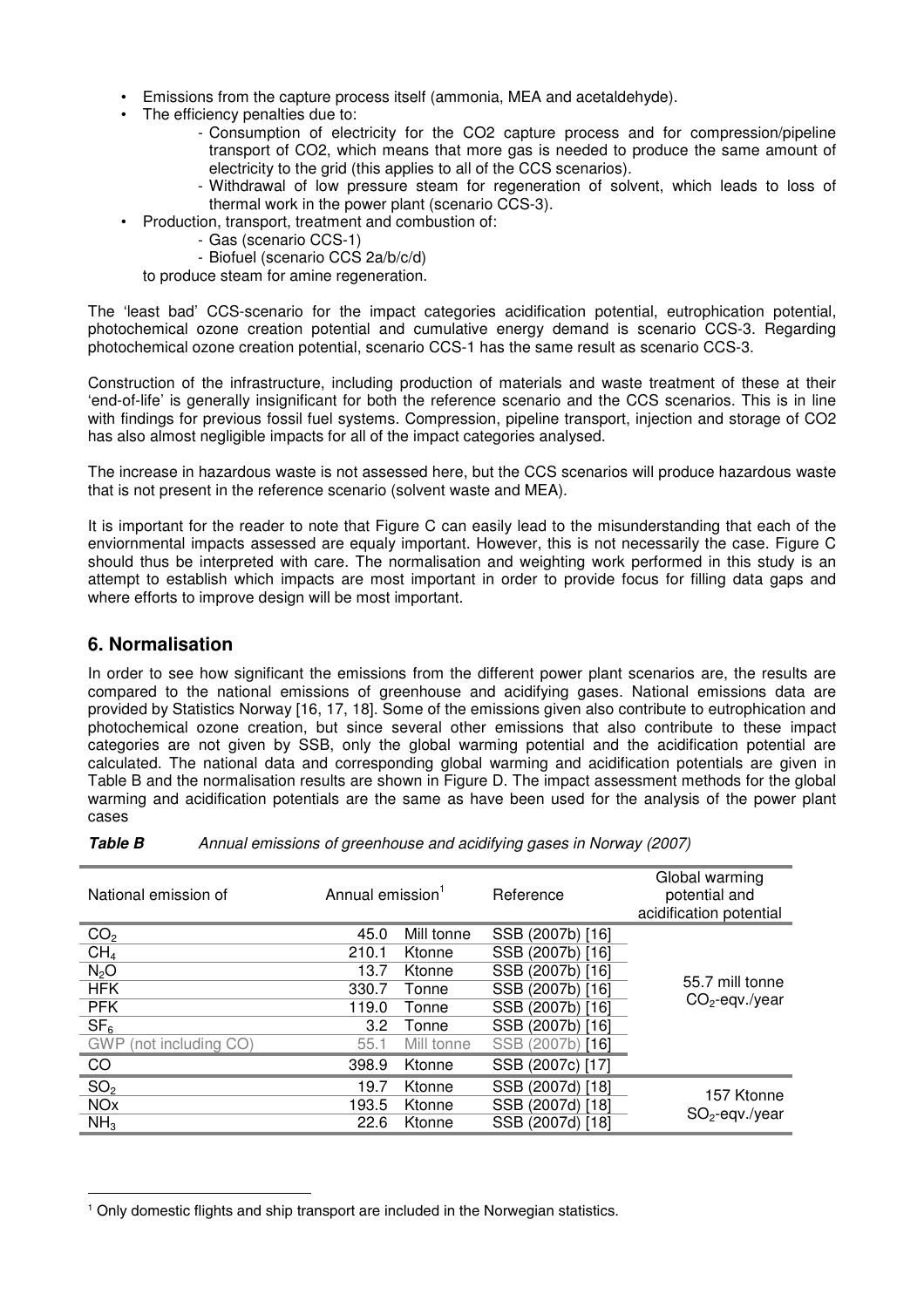- Emissions from the capture process itself (ammonia, MEA and acetaldehyde).
- The efficiency penalties due to:
  - Consumption of electricity for the CO2 capture process and for compression/pipeline transport of CO2, which means that more gas is needed to produce the same amount of electricity to the grid (this applies to all of the CCS scenarios).
  - Withdrawal of low pressure steam for regeneration of solvent, which leads to loss of thermal work in the power plant (scenario CCS-3).
- Production, transport, treatment and combustion of:
  - Gas (scenario CCS-1)
  - Biofuel (scenario CCS 2a/b/c/d)

  to produce steam for amine regeneration.

The 'least bad' CCS-scenario for the impact categories acidification potential, eutrophication potential, photochemical ozone creation potential and cumulative energy demand is scenario CCS-3. Regarding photochemical ozone creation potential, scenario CCS-1 has the same result as scenario CCS-3.

Construction of the infrastructure, including production of materials and waste treatment of these at their 'end-of-life' is generally insignificant for both the reference scenario and the CCS scenarios. This is in line with findings for previous fossil fuel systems. Compression, pipeline transport, injection and storage of CO2 has also almost negligible impacts for all of the impact categories analysed.

The increase in hazardous waste is not assessed here, but the CCS scenarios will produce hazardous waste that is not present in the reference scenario (solvent waste and MEA).

It is important for the reader to note that Figure C can easily lead to the misunderstanding that each of the enviornmental impacts assessed are equaly important. However, this is not necessarily the case. Figure C should thus be interpreted with care. The normalisation and weighting work performed in this study is an attempt to establish which impacts are most important in order to provide focus for filling data gaps and where efforts to improve design will be most important.

## 6. Normalisation

In order to see how significant the emissions from the different power plant scenarios are, the results are compared to the national emissions of greenhouse and acidifying gases. National emissions data are provided by Statistics Norway [16, 17, 18]. Some of the emissions given also contribute to eutrophication and photochemical ozone creation, but since several other emissions that also contribute to these impact categories are not given by SSB, only the global warming potential and the acidification potential are calculated. The national data and corresponding global warming and acidification potentials are given in Table B and the normalisation results are shown in Figure D. The impact assessment methods for the global warming and acidification potentials are the same as have been used for the analysis of the power plant cases

***Table B*** *Annual emissions of greenhouse and acidifying gases in Norway (2007)*

| National emission of | Annual emission[1] | | Reference | Global warming potential and acidification potential |
|---|---|---|---|---|
| $CO_2$ | 45.0 | Mill tonne | SSB (2007b) [16] | 55.7 mill tonne $CO_2$-eqv./year |
| $CH_4$ | 210.1 | Ktonne | SSB (2007b) [16] | |
| $N_2O$ | 13.7 | Ktonne | SSB (2007b) [16] | |
| HFK | 330.7 | Tonne | SSB (2007b) [16] | |
| PFK | 119.0 | Tonne | SSB (2007b) [16] | |
| $SF_6$ | 3.2 | Tonne | SSB (2007b) [16] | |
| GWP (not including CO) | 55.1 | Mill tonne | SSB (2007b) [16] | |
| CO | 398.9 | Ktonne | SSB (2007c) [17] | |
| $SO_2$ | 19.7 | Ktonne | SSB (2007d) [18] | 157 Ktonne $SO_2$-eqv./year |
| NOx | 193.5 | Ktonne | SSB (2007d) [18] | |
| $NH_3$ | 22.6 | Ktonne | SSB (2007d) [18] | |

[1] Only domestic flights and ship transport are included in the Norwegian statistics.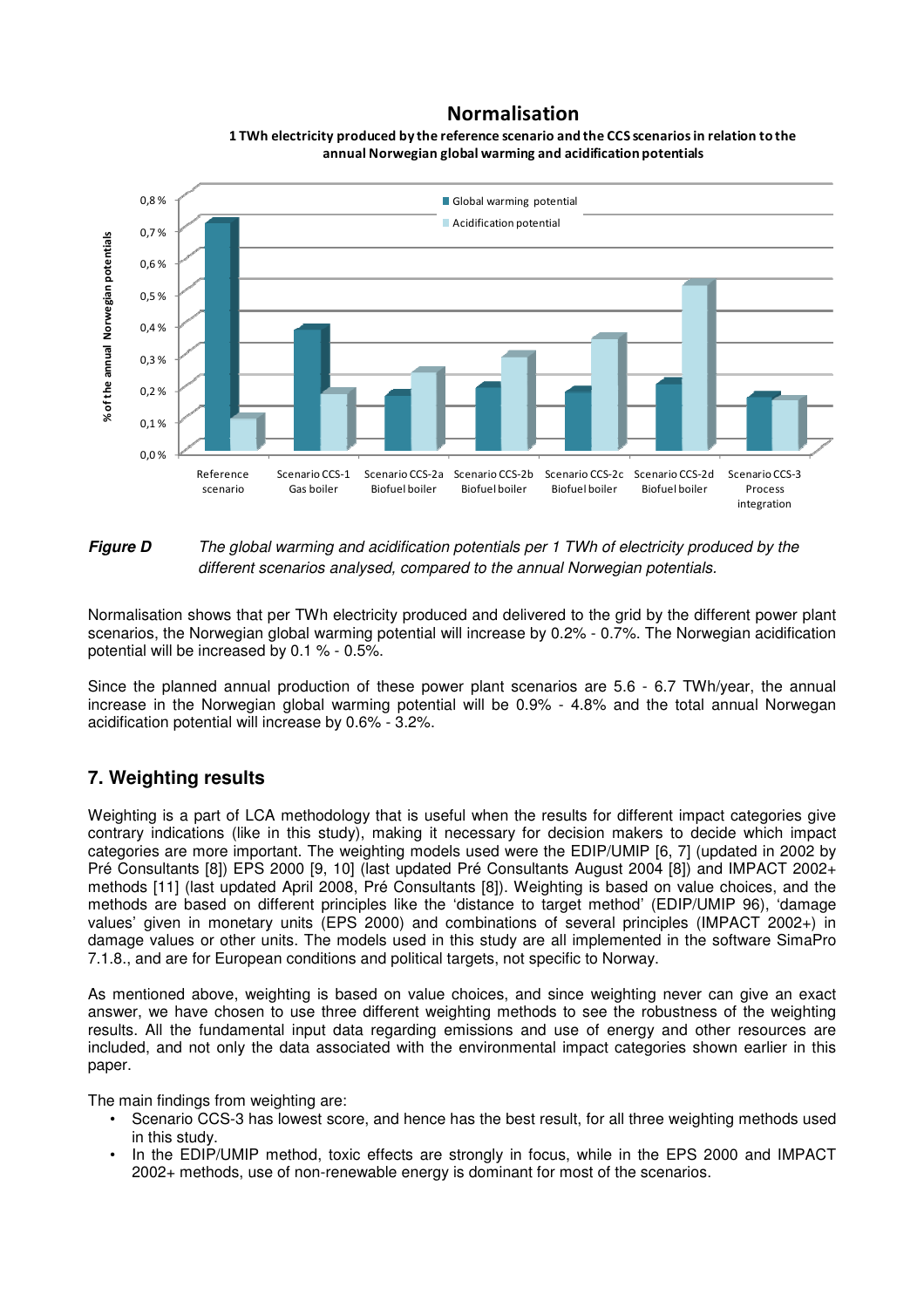Figure D The global warming and acidification potentials per 1 TWh of electricity produced by the different scenarios analysed, compared to the annual Norwegian potentials.

Normalisation shows that per TWh electricity produced and delivered to the grid by the different power plant scenarios, the Norwegian global warming potential will increase by 0.2% - 0.7%. The Norwegian acidification potential will be increased by 0.1 % - 0.5%.

Since the planned annual production of these power plant scenarios are 5.6 - 6.7 TWh/year, the annual increase in the Norwegian global warming potential will be 0.9% - 4.8% and the total annual Norwegan acidification potential will increase by 0.6% - 3.2%.

## 7. Weighting results

Weighting is a part of LCA methodology that is useful when the results for different impact categories give contrary indications (like in this study), making it necessary for decision makers to decide which impact categories are more important. The weighting models used were the EDIP/UMIP [6, 7] (updated in 2002 by Pré Consultants [8]) EPS 2000 [9, 10] (last updated Pré Consultants August 2004 [8]) and IMPACT 2002+ methods [11] (last updated April 2008, Pré Consultants [8]). Weighting is based on value choices, and the methods are based on different principles like the 'distance to target method' (EDIP/UMIP 96), 'damage values' given in monetary units (EPS 2000) and combinations of several principles (IMPACT 2002+) in damage values or other units. The models used in this study are all implemented in the software SimaPro 7.1.8., and are for European conditions and political targets, not specific to Norway.

As mentioned above, weighting is based on value choices, and since weighting never can give an exact answer, we have chosen to use three different weighting methods to see the robustness of the weighting results. All the fundamental input data regarding emissions and use of energy and other resources are included, and not only the data associated with the environmental impact categories shown earlier in this paper.

The main findings from weighting are:

- Scenario CCS-3 has lowest score, and hence has the best result, for all three weighting methods used in this study.
- In the EDIP/UMIP method, toxic effects are strongly in focus, while in the EPS 2000 and IMPACT 2002+ methods, use of non-renewable energy is dominant for most of the scenarios.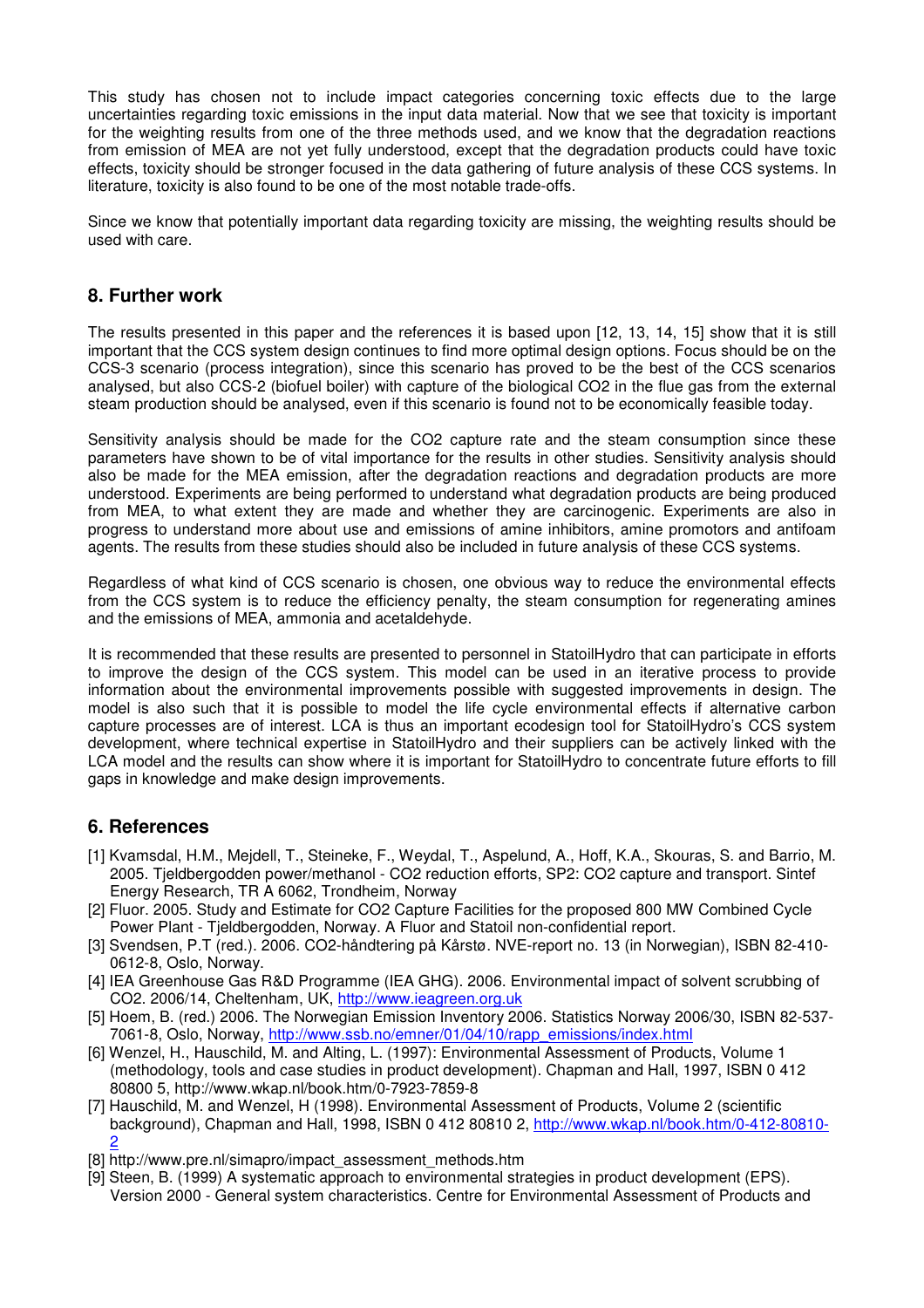This study has chosen not to include impact categories concerning toxic effects due to the large uncertainties regarding toxic emissions in the input data material. Now that we see that toxicity is important for the weighting results from one of the three methods used, and we know that the degradation reactions from emission of MEA are not yet fully understood, except that the degradation products could have toxic effects, toxicity should be stronger focused in the data gathering of future analysis of these CCS systems. In literature, toxicity is also found to be one of the most notable trade-offs.

Since we know that potentially important data regarding toxicity are missing, the weighting results should be used with care.

## 8. Further work

The results presented in this paper and the references it is based upon [12, 13, 14, 15] show that it is still important that the CCS system design continues to find more optimal design options. Focus should be on the CCS-3 scenario (process integration), since this scenario has proved to be the best of the CCS scenarios analysed, but also CCS-2 (biofuel boiler) with capture of the biological $CO_2$ in the flue gas from the external steam production should be analysed, even if this scenario is found not to be economically feasible today.

Sensitivity analysis should be made for the $CO_2$ capture rate and the steam consumption since these parameters have shown to be of vital importance for the results in other studies. Sensitivity analysis should also be made for the MEA emission, after the degradation reactions and degradation products are more understood. Experiments are being performed to understand what degradation products are being produced from MEA, to what extent they are made and whether they are carcinogenic. Experiments are also in progress to understand more about use and emissions of amine inhibitors, amine promotors and antifoam agents. The results from these studies should also be included in future analysis of these CCS systems.

Regardless of what kind of CCS scenario is chosen, one obvious way to reduce the environmental effects from the CCS system is to reduce the efficiency penalty, the steam consumption for regenerating amines and the emissions of MEA, ammonia and acetaldehyde.

It is recommended that these results are presented to personnel in StatoilHydro that can participate in efforts to improve the design of the CCS system. This model can be used in an iterative process to provide information about the environmental improvements possible with suggested improvements in design. The model is also such that it is possible to model the life cycle environmental effects if alternative carbon capture processes are of interest. LCA is thus an important ecodesign tool for StatoilHydro's CCS system development, where technical expertise in StatoilHydro and their suppliers can be actively linked with the LCA model and the results can show where it is important for StatoilHydro to concentrate future efforts to fill gaps in knowledge and make design improvements.

## 6. References

[1] Kvamsdal, H.M., Mejdell, T., Steineke, F., Weydal, T., Aspelund, A., Hoff, K.A., Skouras, S. and Barrio, M. 2005. Tjeldbergodden power/methanol - CO2 reduction efforts, SP2: CO2 capture and transport. Sintef Energy Research, TR A 6062, Trondheim, Norway

[2] Fluor. 2005. Study and Estimate for CO2 Capture Facilities for the proposed 800 MW Combined Cycle Power Plant - Tjeldbergodden, Norway. A Fluor and Statoil non-confidential report.

[3] Svendsen, P.T (red.). 2006. CO2-håndtering på Kårstø. NVE-report no. 13 (in Norwegian), ISBN 82-410-0612-8, Oslo, Norway.

[4] IEA Greenhouse Gas R&D Programme (IEA GHG). 2006. Environmental impact of solvent scrubbing of CO2. 2006/14, Cheltenham, UK, http://www.ieagreen.org.uk

[5] Hoem, B. (red.) 2006. The Norwegian Emission Inventory 2006. Statistics Norway 2006/30, ISBN 82-537-7061-8, Oslo, Norway, http://www.ssb.no/emner/01/04/10/rapp_emissions/index.html

[6] Wenzel, H., Hauschild, M. and Alting, L. (1997): Environmental Assessment of Products, Volume 1 (methodology, tools and case studies in product development). Chapman and Hall, 1997, ISBN 0 412 80800 5, http://www.wkap.nl/book.htm/0-7923-7859-8

[7] Hauschild, M. and Wenzel, H (1998). Environmental Assessment of Products, Volume 2 (scientific background), Chapman and Hall, 1998, ISBN 0 412 80810 2, http://www.wkap.nl/book.htm/0-412-80810-2

[8] http://www.pre.nl/simapro/impact_assessment_methods.htm

[9] Steen, B. (1999) A systematic approach to environmental strategies in product development (EPS). Version 2000 - General system characteristics. Centre for Environmental Assessment of Products and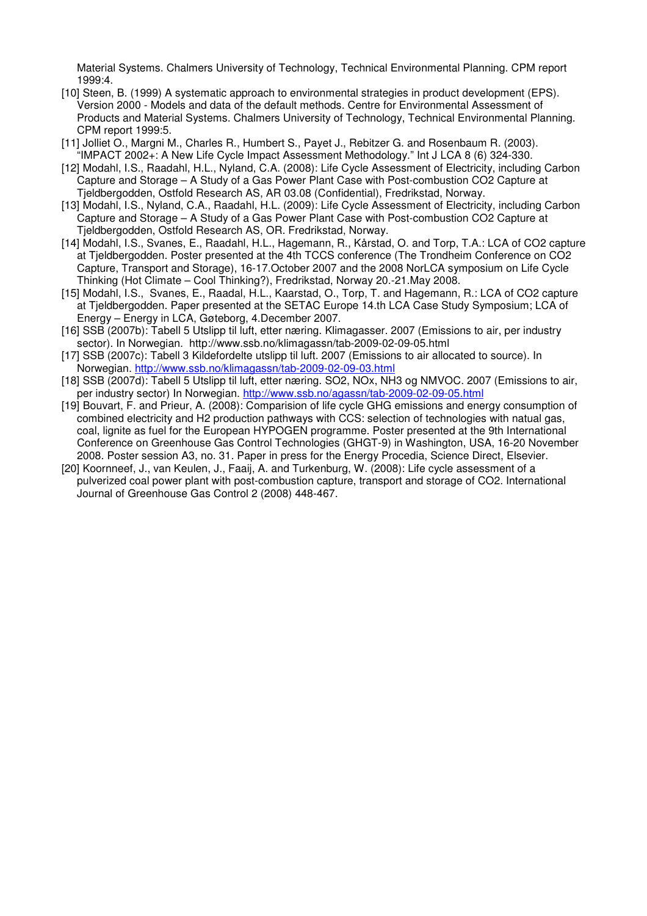Material Systems. Chalmers University of Technology, Technical Environmental Planning. CPM report 1999:4.

[10] Steen, B. (1999) A systematic approach to environmental strategies in product development (EPS). Version 2000 - Models and data of the default methods. Centre for Environmental Assessment of Products and Material Systems. Chalmers University of Technology, Technical Environmental Planning. CPM report 1999:5.

[11] Jolliet O., Margni M., Charles R., Humbert S., Payet J., Rebitzer G. and Rosenbaum R. (2003). "IMPACT 2002+: A New Life Cycle Impact Assessment Methodology." Int J LCA 8 (6) 324-330.

[12] Modahl, I.S., Raadahl, H.L., Nyland, C.A. (2008): Life Cycle Assessment of Electricity, including Carbon Capture and Storage – A Study of a Gas Power Plant Case with Post-combustion CO2 Capture at Tjeldbergodden, Ostfold Research AS, AR 03.08 (Confidential), Fredrikstad, Norway.

[13] Modahl, I.S., Nyland, C.A., Raadahl, H.L. (2009): Life Cycle Assessment of Electricity, including Carbon Capture and Storage – A Study of a Gas Power Plant Case with Post-combustion CO2 Capture at Tjeldbergodden, Ostfold Research AS, OR. Fredrikstad, Norway.

[14] Modahl, I.S., Svanes, E., Raadahl, H.L., Hagemann, R., Kårstad, O. and Torp, T.A.: LCA of CO2 capture at Tjeldbergodden. Poster presented at the 4th TCCS conference (The Trondheim Conference on CO2 Capture, Transport and Storage), 16-17.October 2007 and the 2008 NorLCA symposium on Life Cycle Thinking (Hot Climate – Cool Thinking?), Fredrikstad, Norway 20.-21.May 2008.

[15] Modahl, I.S., Svanes, E., Raadal, H.L., Kaarstad, O., Torp, T. and Hagemann, R.: LCA of CO2 capture at Tjeldbergodden. Paper presented at the SETAC Europe 14.th LCA Case Study Symposium; LCA of Energy – Energy in LCA, Gøteborg, 4.December 2007.

[16] SSB (2007b): Tabell 5 Utslipp til luft, etter næring. Klimagasser. 2007 (Emissions to air, per industry sector). In Norwegian. http://www.ssb.no/klimagassn/tab-2009-02-09-05.html

[17] SSB (2007c): Tabell 3 Kildefordelte utslipp til luft. 2007 (Emissions to air allocated to source). In Norwegian. http://www.ssb.no/klimagassn/tab-2009-02-09-03.html

[18] SSB (2007d): Tabell 5 Utslipp til luft, etter næring. SO2, NOx, NH3 og NMVOC. 2007 (Emissions to air, per industry sector) In Norwegian. http://www.ssb.no/agassn/tab-2009-02-09-05.html

[19] Bouvart, F. and Prieur, A. (2008): Comparision of life cycle GHG emissions and energy consumption of combined electricity and H2 production pathways with CCS: selection of technologies with natual gas, coal, lignite as fuel for the European HYPOGEN programme. Poster presented at the 9th International Conference on Greenhouse Gas Control Technologies (GHGT-9) in Washington, USA, 16-20 November 2008. Poster session A3, no. 31. Paper in press for the Energy Procedia, Science Direct, Elsevier.

[20] Koornneef, J., van Keulen, J., Faaij, A. and Turkenburg, W. (2008): Life cycle assessment of a pulverized coal power plant with post-combustion capture, transport and storage of CO2. International Journal of Greenhouse Gas Control 2 (2008) 448-467.